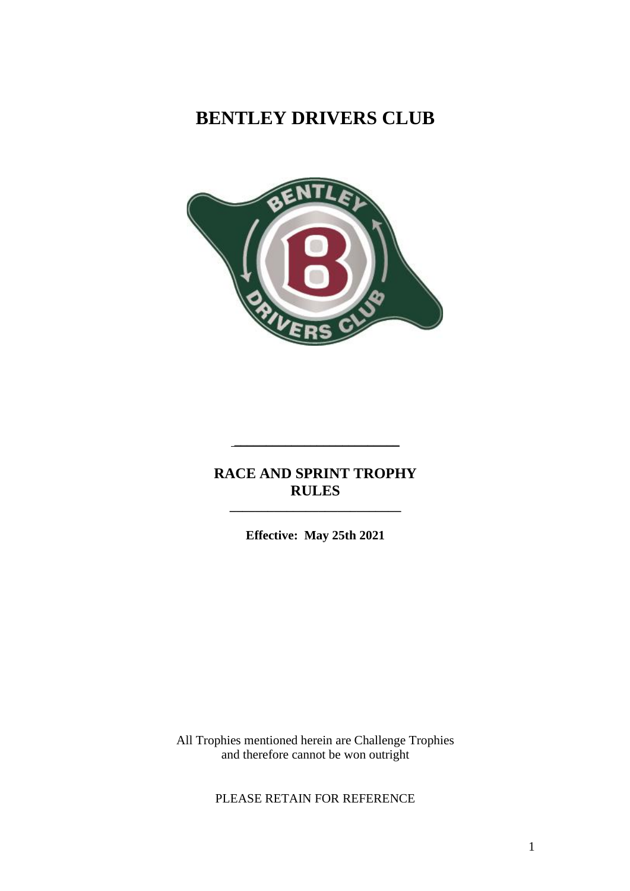# BENTLEY DRIVERS CLUB

## RACE AND SPRINT TROPHY RULES

**Effective: May 25th 2021**

All Trophies mentioned herein are Challenge Trophies and therefore cannot be won outright

PLEASE RETAIN FOR REFERENCE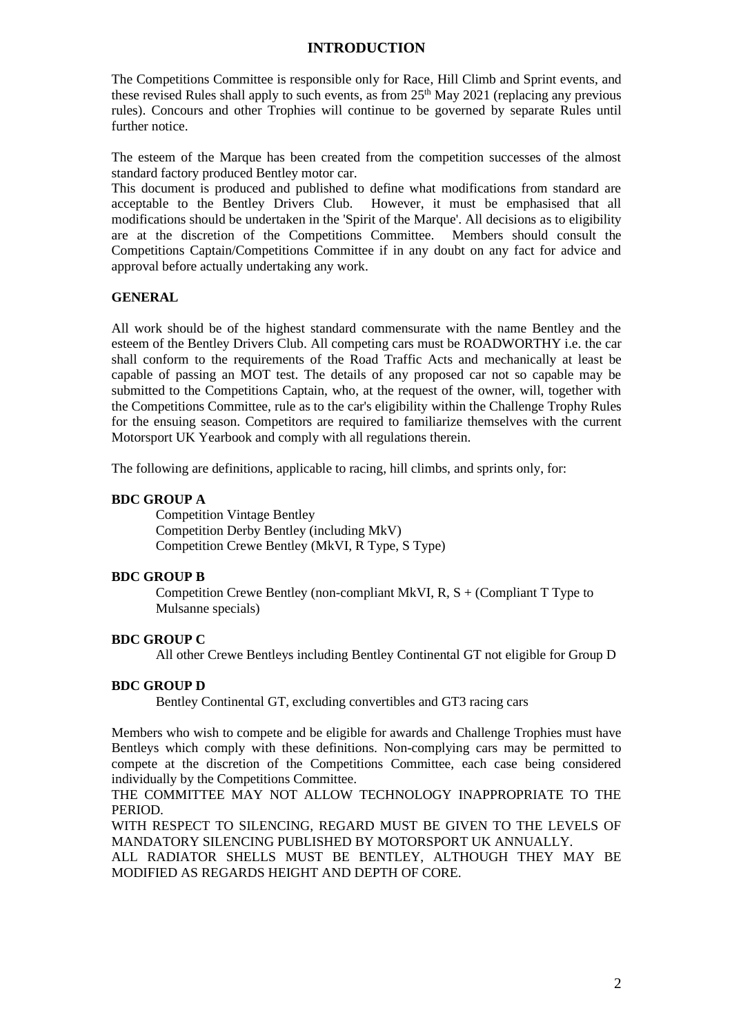## INTRODUCTION

The Competitions Committee is responsible only for Race, Hill Climb and Sprint events, and these revised Rules shall apply to such events, as from 25th May 2021 (replacing any previous rules). Concours and other Trophies will continue to be governed by separate Rules until further notice.

The esteem of the Marque has been created from the competition successes of the almost standard factory produced Bentley motor car.
This document is produced and published to define what modifications from standard are acceptable to the Bentley Drivers Club. However, it must be emphasised that all modifications should be undertaken in the 'Spirit of the Marque'. All decisions as to eligibility are at the discretion of the Competitions Committee. Members should consult the Competitions Captain/Competitions Committee if in any doubt on any fact for advice and approval before actually undertaking any work.

### GENERAL

All work should be of the highest standard commensurate with the name Bentley and the esteem of the Bentley Drivers Club. All competing cars must be ROADWORTHY i.e. the car shall conform to the requirements of the Road Traffic Acts and mechanically at least be capable of passing an MOT test. The details of any proposed car not so capable may be submitted to the Competitions Captain, who, at the request of the owner, will, together with the Competitions Committee, rule as to the car's eligibility within the Challenge Trophy Rules for the ensuing season. Competitors are required to familiarize themselves with the current Motorsport UK Yearbook and comply with all regulations therein.

The following are definitions, applicable to racing, hill climbs, and sprints only, for:

**BDC GROUP A**

Competition Vintage Bentley
Competition Derby Bentley (including MkV)
Competition Crewe Bentley (MkVI, R Type, S Type)

**BDC GROUP B**

Competition Crewe Bentley (non-compliant MkVI, R, S + (Compliant T Type to Mulsanne specials)

**BDC GROUP C**

All other Crewe Bentleys including Bentley Continental GT not eligible for Group D

**BDC GROUP D**

Bentley Continental GT, excluding convertibles and GT3 racing cars

Members who wish to compete and be eligible for awards and Challenge Trophies must have Bentleys which comply with these definitions. Non-complying cars may be permitted to compete at the discretion of the Competitions Committee, each case being considered individually by the Competitions Committee.
THE COMMITTEE MAY NOT ALLOW TECHNOLOGY INAPPROPRIATE TO THE PERIOD.
WITH RESPECT TO SILENCING, REGARD MUST BE GIVEN TO THE LEVELS OF MANDATORY SILENCING PUBLISHED BY MOTORSPORT UK ANNUALLY.
ALL RADIATOR SHELLS MUST BE BENTLEY, ALTHOUGH THEY MAY BE MODIFIED AS REGARDS HEIGHT AND DEPTH OF CORE.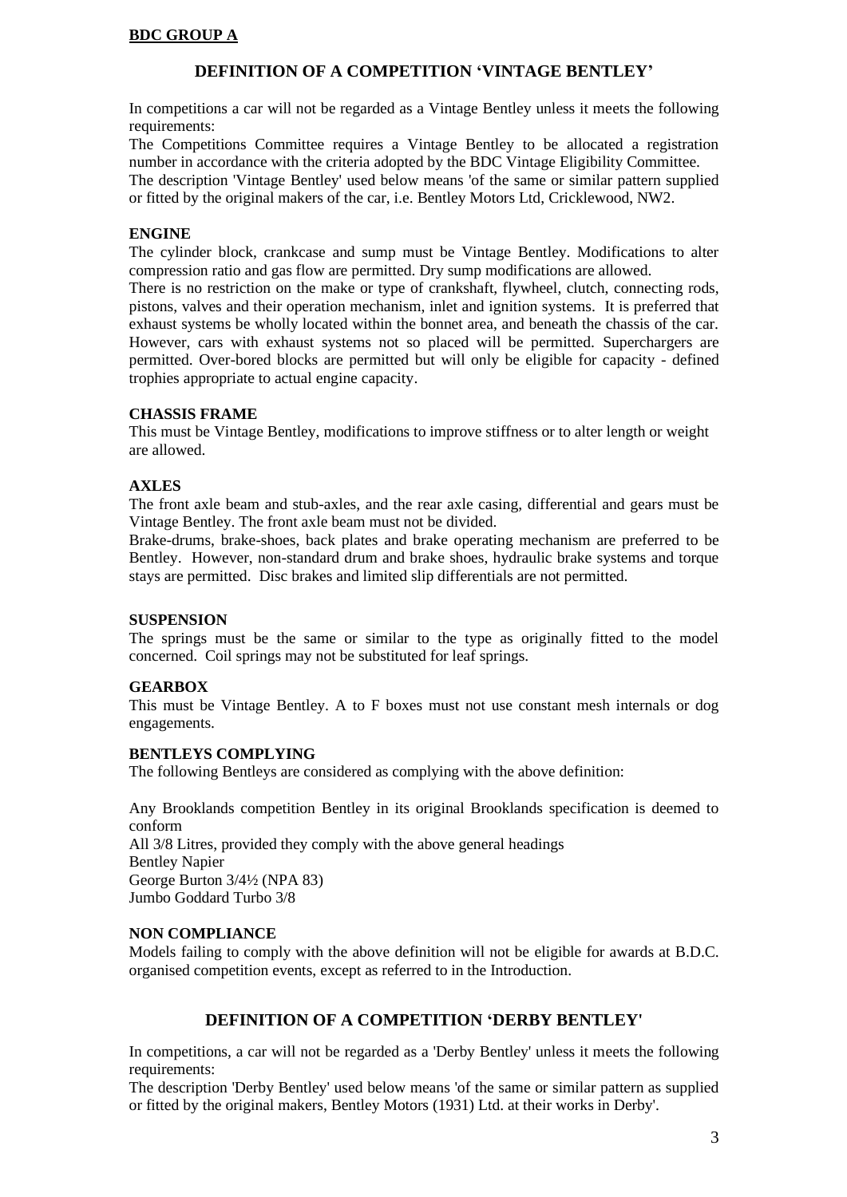**BDC GROUP A**

## DEFINITION OF A COMPETITION 'VINTAGE BENTLEY'

In competitions a car will not be regarded as a Vintage Bentley unless it meets the following requirements:
The Competitions Committee requires a Vintage Bentley to be allocated a registration number in accordance with the criteria adopted by the BDC Vintage Eligibility Committee.
The description 'Vintage Bentley' used below means 'of the same or similar pattern supplied or fitted by the original makers of the car, i.e. Bentley Motors Ltd, Cricklewood, NW2.

### ENGINE

The cylinder block, crankcase and sump must be Vintage Bentley. Modifications to alter compression ratio and gas flow are permitted. Dry sump modifications are allowed.
There is no restriction on the make or type of crankshaft, flywheel, clutch, connecting rods, pistons, valves and their operation mechanism, inlet and ignition systems. It is preferred that exhaust systems be wholly located within the bonnet area, and beneath the chassis of the car. However, cars with exhaust systems not so placed will be permitted. Superchargers are permitted. Over-bored blocks are permitted but will only be eligible for capacity - defined trophies appropriate to actual engine capacity.

### CHASSIS FRAME

This must be Vintage Bentley, modifications to improve stiffness or to alter length or weight are allowed.

### AXLES

The front axle beam and stub-axles, and the rear axle casing, differential and gears must be Vintage Bentley. The front axle beam must not be divided.
Brake-drums, brake-shoes, back plates and brake operating mechanism are preferred to be Bentley. However, non-standard drum and brake shoes, hydraulic brake systems and torque stays are permitted. Disc brakes and limited slip differentials are not permitted.

### SUSPENSION

The springs must be the same or similar to the type as originally fitted to the model concerned. Coil springs may not be substituted for leaf springs.

### GEARBOX

This must be Vintage Bentley. A to F boxes must not use constant mesh internals or dog engagements.

### BENTLEYS COMPLYING

The following Bentleys are considered as complying with the above definition:

Any Brooklands competition Bentley in its original Brooklands specification is deemed to conform
All 3/8 Litres, provided they comply with the above general headings
Bentley Napier
George Burton 3/4½ (NPA 83)
Jumbo Goddard Turbo 3/8

### NON COMPLIANCE

Models failing to comply with the above definition will not be eligible for awards at B.D.C. organised competition events, except as referred to in the Introduction.

## DEFINITION OF A COMPETITION 'DERBY BENTLEY'

In competitions, a car will not be regarded as a 'Derby Bentley' unless it meets the following requirements:
The description 'Derby Bentley' used below means 'of the same or similar pattern as supplied or fitted by the original makers, Bentley Motors (1931) Ltd. at their works in Derby'.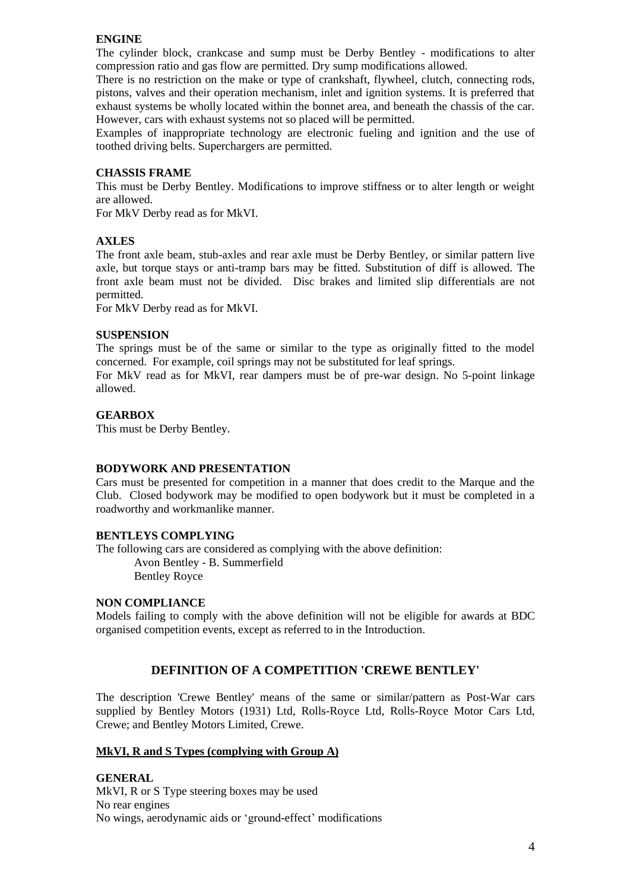**ENGINE**

The cylinder block, crankcase and sump must be Derby Bentley - modifications to alter compression ratio and gas flow are permitted. Dry sump modifications allowed.

There is no restriction on the make or type of crankshaft, flywheel, clutch, connecting rods, pistons, valves and their operation mechanism, inlet and ignition systems. It is preferred that exhaust systems be wholly located within the bonnet area, and beneath the chassis of the car. However, cars with exhaust systems not so placed will be permitted.

Examples of inappropriate technology are electronic fueling and ignition and the use of toothed driving belts. Superchargers are permitted.

**CHASSIS FRAME**

This must be Derby Bentley. Modifications to improve stiffness or to alter length or weight are allowed.

For MkV Derby read as for MkVI.

**AXLES**

The front axle beam, stub-axles and rear axle must be Derby Bentley, or similar pattern live axle, but torque stays or anti-tramp bars may be fitted. Substitution of diff is allowed. The front axle beam must not be divided. Disc brakes and limited slip differentials are not permitted.

For MkV Derby read as for MkVI.

**SUSPENSION**

The springs must be of the same or similar to the type as originally fitted to the model concerned. For example, coil springs may not be substituted for leaf springs.

For MkV read as for MkVI, rear dampers must be of pre-war design. No 5-point linkage allowed.

**GEARBOX**

This must be Derby Bentley.

**BODYWORK AND PRESENTATION**

Cars must be presented for competition in a manner that does credit to the Marque and the Club. Closed bodywork may be modified to open bodywork but it must be completed in a roadworthy and workmanlike manner.

**BENTLEYS COMPLYING**

The following cars are considered as complying with the above definition:

Avon Bentley - B. Summerfield
Bentley Royce

**NON COMPLIANCE**

Models failing to comply with the above definition will not be eligible for awards at BDC organised competition events, except as referred to in the Introduction.

## DEFINITION OF A COMPETITION 'CREWE BENTLEY'

The description 'Crewe Bentley' means of the same or similar/pattern as Post-War cars supplied by Bentley Motors (1931) Ltd, Rolls-Royce Ltd, Rolls-Royce Motor Cars Ltd, Crewe; and Bentley Motors Limited, Crewe.

**MkVI, R and S Types (complying with Group A)**

**GENERAL**

MkVI, R or S Type steering boxes may be used
No rear engines
No wings, aerodynamic aids or 'ground-effect' modifications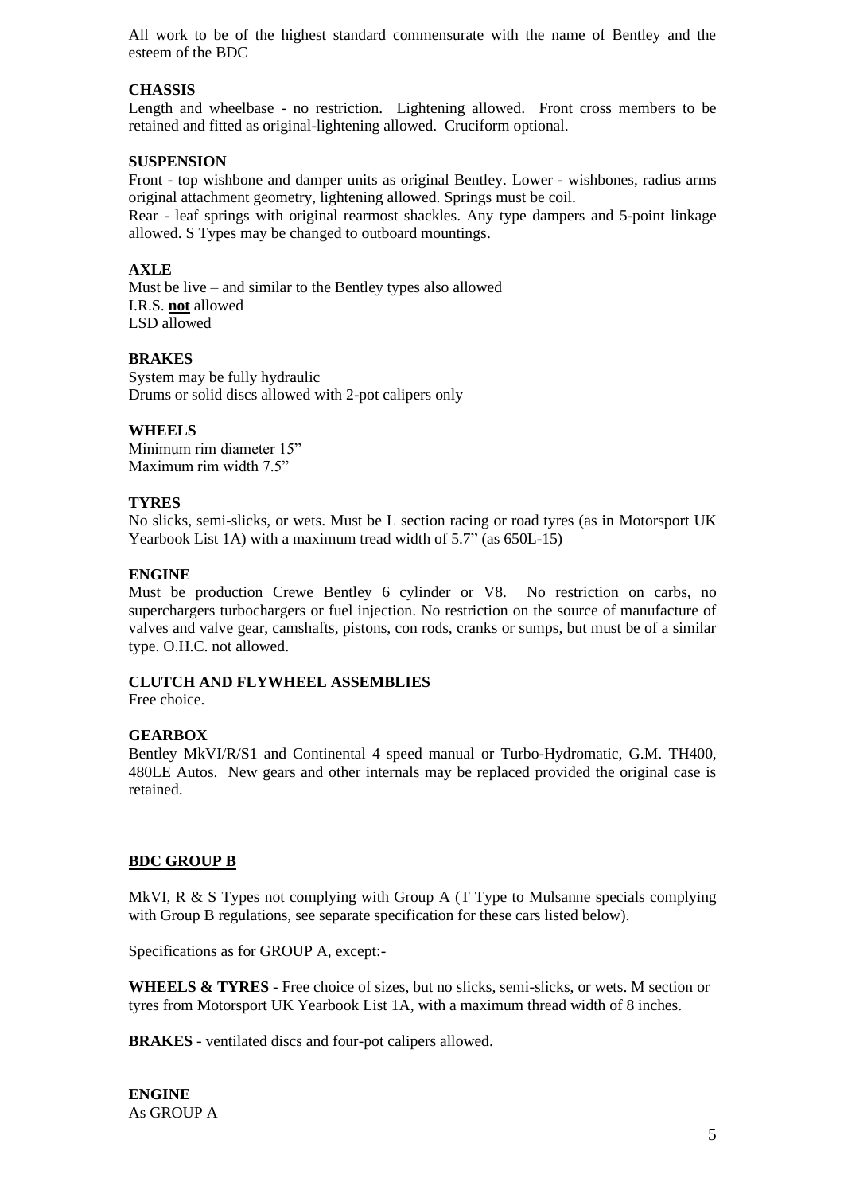All work to be of the highest standard commensurate with the name of Bentley and the esteem of the BDC

**CHASSIS**

Length and wheelbase - no restriction. Lightening allowed. Front cross members to be retained and fitted as original-lightening allowed. Cruciform optional.

**SUSPENSION**

Front - top wishbone and damper units as original Bentley. Lower - wishbones, radius arms original attachment geometry, lightening allowed. Springs must be coil.

Rear - leaf springs with original rearmost shackles. Any type dampers and 5-point linkage allowed. S Types may be changed to outboard mountings.

**AXLE**

Must be live – and similar to the Bentley types also allowed
I.R.S. **not** allowed
LSD allowed

**BRAKES**

System may be fully hydraulic
Drums or solid discs allowed with 2-pot calipers only

**WHEELS**

Minimum rim diameter 15"
Maximum rim width 7.5"

**TYRES**

No slicks, semi-slicks, or wets. Must be L section racing or road tyres (as in Motorsport UK Yearbook List 1A) with a maximum tread width of 5.7" (as 650L-15)

**ENGINE**

Must be production Crewe Bentley 6 cylinder or V8. No restriction on carbs, no superchargers turbochargers or fuel injection. No restriction on the source of manufacture of valves and valve gear, camshafts, pistons, con rods, cranks or sumps, but must be of a similar type. O.H.C. not allowed.

**CLUTCH AND FLYWHEEL ASSEMBLIES**

Free choice.

**GEARBOX**

Bentley MkVI/R/S1 and Continental 4 speed manual or Turbo-Hydromatic, G.M. TH400, 480LE Autos. New gears and other internals may be replaced provided the original case is retained.

## BDC GROUP B

MkVI, R & S Types not complying with Group A (T Type to Mulsanne specials complying with Group B regulations, see separate specification for these cars listed below).

Specifications as for GROUP A, except:-

**WHEELS & TYRES** - Free choice of sizes, but no slicks, semi-slicks, or wets. M section or tyres from Motorsport UK Yearbook List 1A, with a maximum thread width of 8 inches.

**BRAKES** - ventilated discs and four-pot calipers allowed.

**ENGINE**

As GROUP A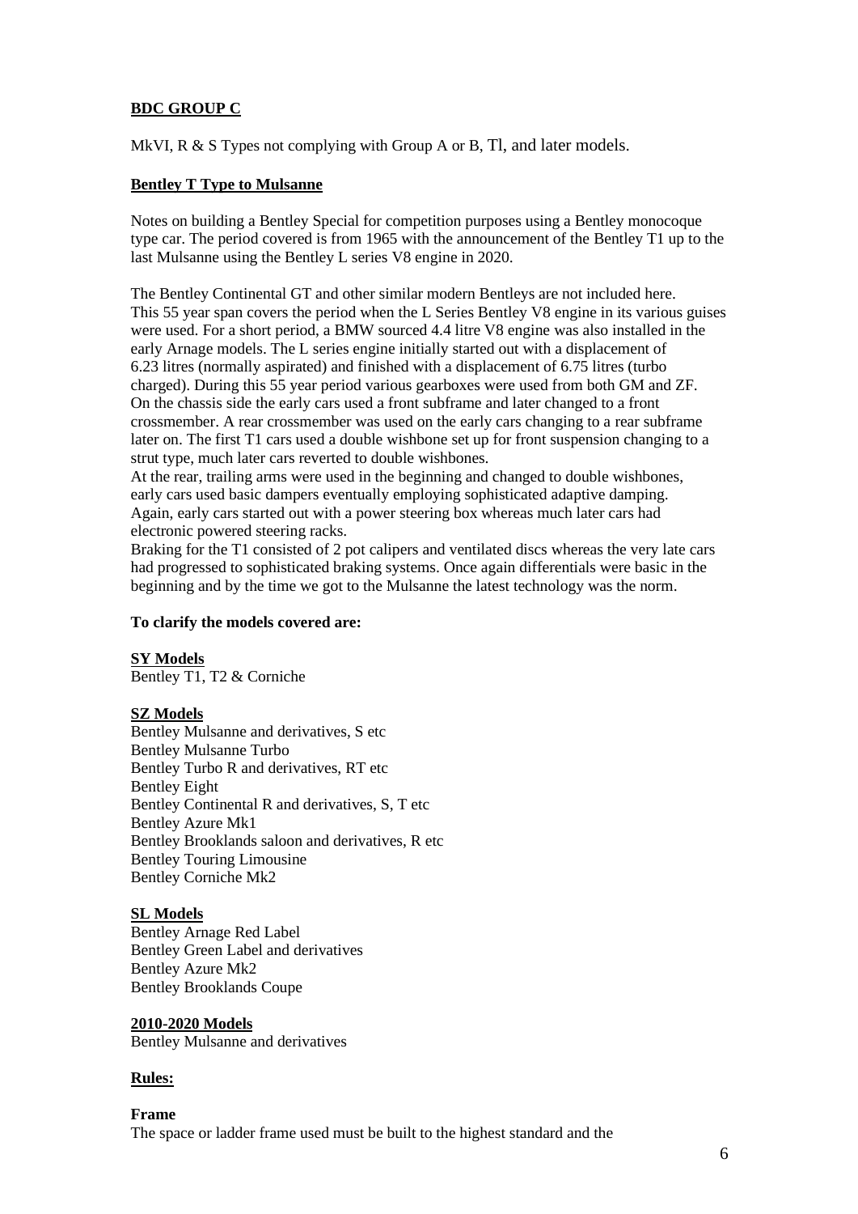**BDC GROUP C**

MkVI, R & S Types not complying with Group A or B, Tl, and later models.

**Bentley T Type to Mulsanne**

Notes on building a Bentley Special for competition purposes using a Bentley monocoque type car. The period covered is from 1965 with the announcement of the Bentley T1 up to the last Mulsanne using the Bentley L series V8 engine in 2020.

The Bentley Continental GT and other similar modern Bentleys are not included here. This 55 year span covers the period when the L Series Bentley V8 engine in its various guises were used. For a short period, a BMW sourced 4.4 litre V8 engine was also installed in the early Arnage models. The L series engine initially started out with a displacement of 6.23 litres (normally aspirated) and finished with a displacement of 6.75 litres (turbo charged). During this 55 year period various gearboxes were used from both GM and ZF. On the chassis side the early cars used a front subframe and later changed to a front crossmember. A rear crossmember was used on the early cars changing to a rear subframe later on. The first T1 cars used a double wishbone set up for front suspension changing to a strut type, much later cars reverted to double wishbones.
At the rear, trailing arms were used in the beginning and changed to double wishbones, early cars used basic dampers eventually employing sophisticated adaptive damping. Again, early cars started out with a power steering box whereas much later cars had electronic powered steering racks.
Braking for the T1 consisted of 2 pot calipers and ventilated discs whereas the very late cars had progressed to sophisticated braking systems. Once again differentials were basic in the beginning and by the time we got to the Mulsanne the latest technology was the norm.

**To clarify the models covered are:**

**SY Models**
Bentley T1, T2 & Corniche

**SZ Models**
Bentley Mulsanne and derivatives, S etc
Bentley Mulsanne Turbo
Bentley Turbo R and derivatives, RT etc
Bentley Eight
Bentley Continental R and derivatives, S, T etc
Bentley Azure Mk1
Bentley Brooklands saloon and derivatives, R etc
Bentley Touring Limousine
Bentley Corniche Mk2

**SL Models**
Bentley Arnage Red Label
Bentley Green Label and derivatives
Bentley Azure Mk2
Bentley Brooklands Coupe

**2010-2020 Models**
Bentley Mulsanne and derivatives

**Rules:**

**Frame**
The space or ladder frame used must be built to the highest standard and the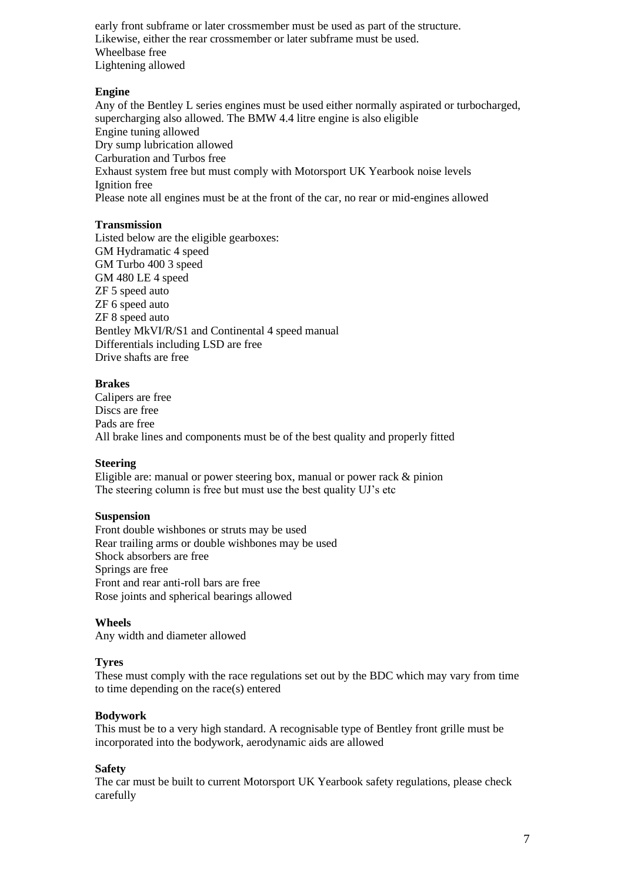early front subframe or later crossmember must be used as part of the structure.
Likewise, either the rear crossmember or later subframe must be used.
Wheelbase free
Lightening allowed

**Engine**

Any of the Bentley L series engines must be used either normally aspirated or turbocharged, supercharging also allowed. The BMW 4.4 litre engine is also eligible
Engine tuning allowed
Dry sump lubrication allowed
Carburation and Turbos free
Exhaust system free but must comply with Motorsport UK Yearbook noise levels
Ignition free
Please note all engines must be at the front of the car, no rear or mid-engines allowed

**Transmission**

Listed below are the eligible gearboxes:
GM Hydramatic 4 speed
GM Turbo 400 3 speed
GM 480 LE 4 speed
ZF 5 speed auto
ZF 6 speed auto
ZF 8 speed auto
Bentley MkVI/R/S1 and Continental 4 speed manual
Differentials including LSD are free
Drive shafts are free

**Brakes**

Calipers are free
Discs are free
Pads are free
All brake lines and components must be of the best quality and properly fitted

**Steering**

Eligible are: manual or power steering box, manual or power rack & pinion
The steering column is free but must use the best quality UJ's etc

**Suspension**

Front double wishbones or struts may be used
Rear trailing arms or double wishbones may be used
Shock absorbers are free
Springs are free
Front and rear anti-roll bars are free
Rose joints and spherical bearings allowed

**Wheels**

Any width and diameter allowed

**Tyres**

These must comply with the race regulations set out by the BDC which may vary from time to time depending on the race(s) entered

**Bodywork**

This must be to a very high standard. A recognisable type of Bentley front grille must be incorporated into the bodywork, aerodynamic aids are allowed

**Safety**

The car must be built to current Motorsport UK Yearbook safety regulations, please check carefully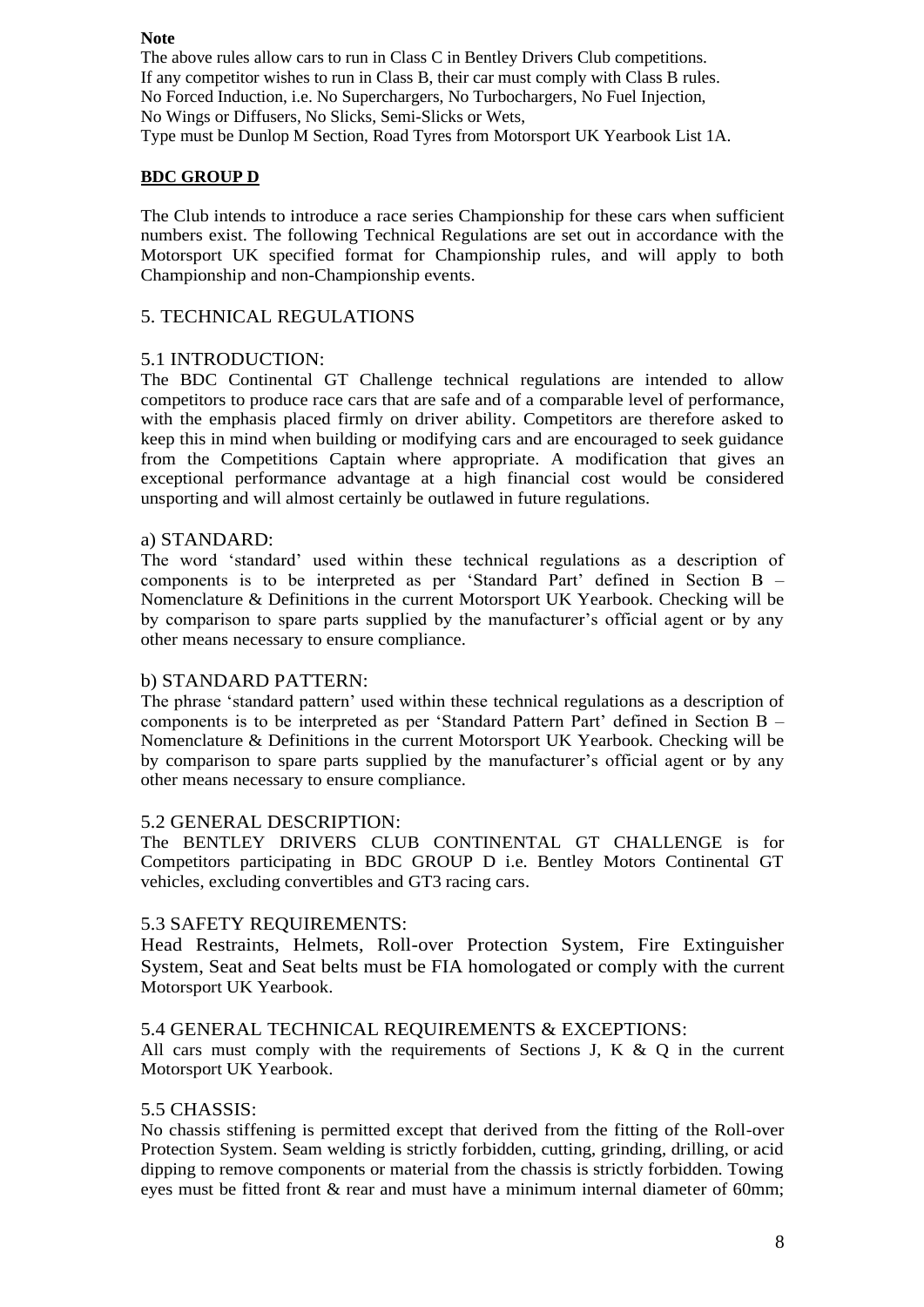**Note**

The above rules allow cars to run in Class C in Bentley Drivers Club competitions.
If any competitor wishes to run in Class B, their car must comply with Class B rules.
No Forced Induction, i.e. No Superchargers, No Turbochargers, No Fuel Injection,
No Wings or Diffusers, No Slicks, Semi-Slicks or Wets,
Type must be Dunlop M Section, Road Tyres from Motorsport UK Yearbook List 1A.

**BDC GROUP D**

The Club intends to introduce a race series Championship for these cars when sufficient numbers exist. The following Technical Regulations are set out in accordance with the Motorsport UK specified format for Championship rules, and will apply to both Championship and non-Championship events.

## 5. TECHNICAL REGULATIONS

### 5.1 INTRODUCTION:

The BDC Continental GT Challenge technical regulations are intended to allow competitors to produce race cars that are safe and of a comparable level of performance, with the emphasis placed firmly on driver ability. Competitors are therefore asked to keep this in mind when building or modifying cars and are encouraged to seek guidance from the Competitions Captain where appropriate. A modification that gives an exceptional performance advantage at a high financial cost would be considered unsporting and will almost certainly be outlawed in future regulations.

#### a) STANDARD:

The word 'standard' used within these technical regulations as a description of components is to be interpreted as per 'Standard Part' defined in Section B – Nomenclature & Definitions in the current Motorsport UK Yearbook. Checking will be by comparison to spare parts supplied by the manufacturer's official agent or by any other means necessary to ensure compliance.

#### b) STANDARD PATTERN:

The phrase 'standard pattern' used within these technical regulations as a description of components is to be interpreted as per 'Standard Pattern Part' defined in Section B – Nomenclature & Definitions in the current Motorsport UK Yearbook. Checking will be by comparison to spare parts supplied by the manufacturer's official agent or by any other means necessary to ensure compliance.

### 5.2 GENERAL DESCRIPTION:

The BENTLEY DRIVERS CLUB CONTINENTAL GT CHALLENGE is for Competitors participating in BDC GROUP D i.e. Bentley Motors Continental GT vehicles, excluding convertibles and GT3 racing cars.

### 5.3 SAFETY REQUIREMENTS:

Head Restraints, Helmets, Roll-over Protection System, Fire Extinguisher System, Seat and Seat belts must be FIA homologated or comply with the current Motorsport UK Yearbook.

### 5.4 GENERAL TECHNICAL REQUIREMENTS & EXCEPTIONS:

All cars must comply with the requirements of Sections J, K & Q in the current Motorsport UK Yearbook.

### 5.5 CHASSIS:

No chassis stiffening is permitted except that derived from the fitting of the Roll-over Protection System. Seam welding is strictly forbidden, cutting, grinding, drilling, or acid dipping to remove components or material from the chassis is strictly forbidden. Towing eyes must be fitted front & rear and must have a minimum internal diameter of 60mm;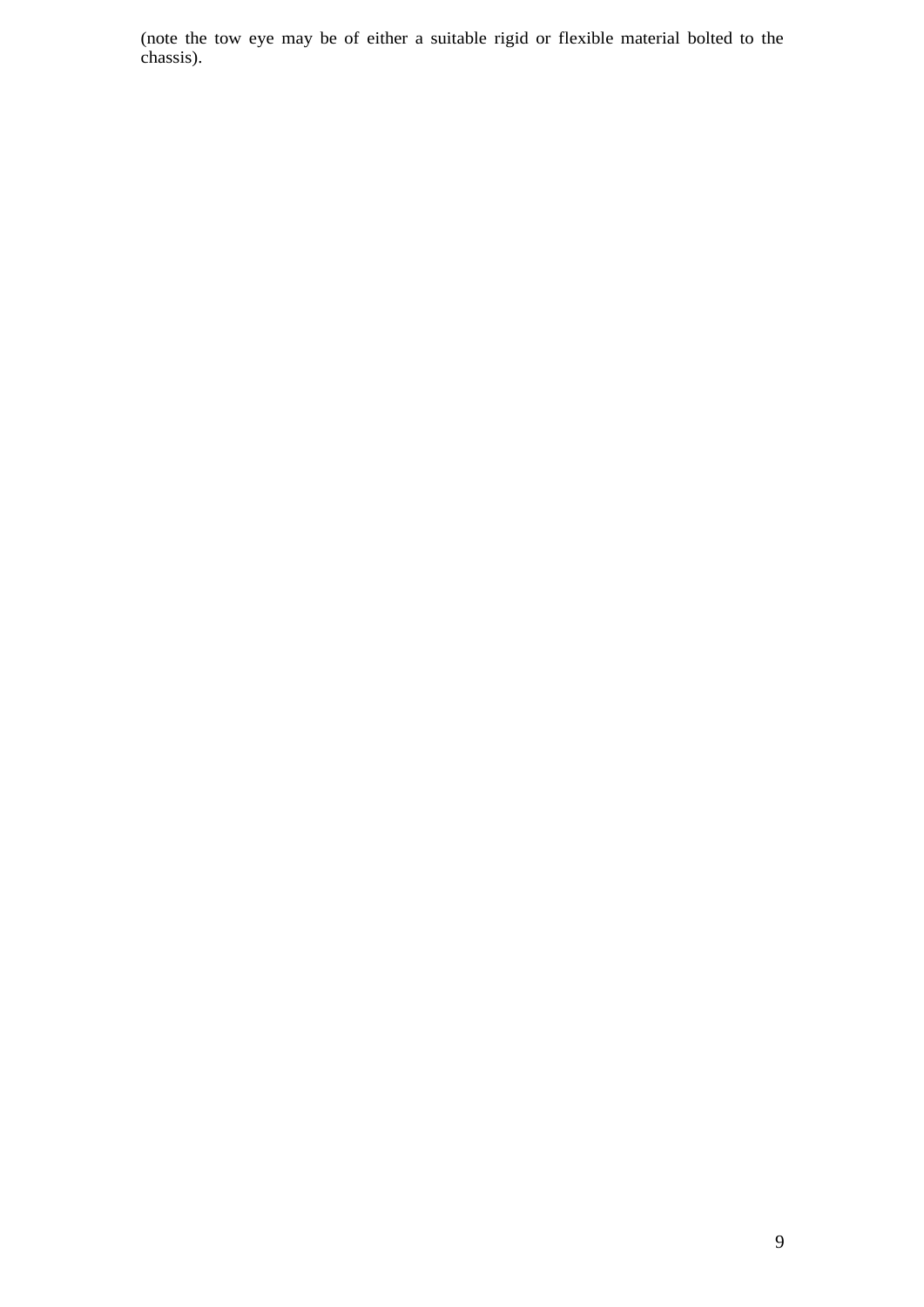(note the tow eye may be of either a suitable rigid or flexible material bolted to the chassis).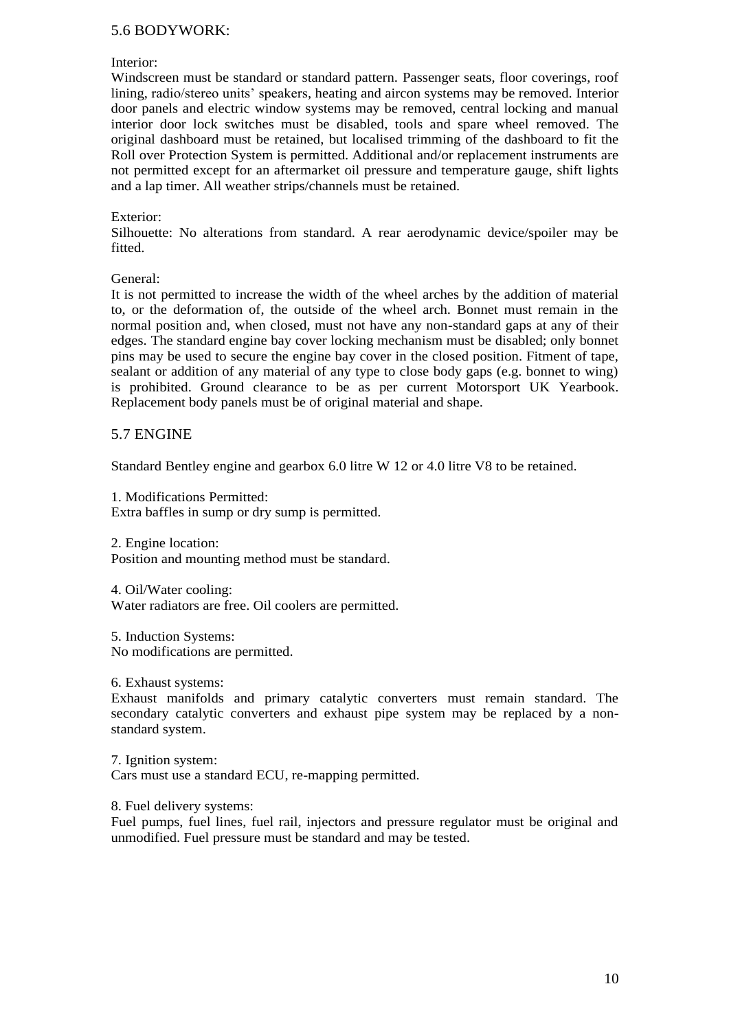## 5.6 BODYWORK:

Interior:
Windscreen must be standard or standard pattern. Passenger seats, floor coverings, roof lining, radio/stereo units' speakers, heating and aircon systems may be removed. Interior door panels and electric window systems may be removed, central locking and manual interior door lock switches must be disabled, tools and spare wheel removed. The original dashboard must be retained, but localised trimming of the dashboard to fit the Roll over Protection System is permitted. Additional and/or replacement instruments are not permitted except for an aftermarket oil pressure and temperature gauge, shift lights and a lap timer. All weather strips/channels must be retained.

Exterior:
Silhouette: No alterations from standard. A rear aerodynamic device/spoiler may be fitted.

General:
It is not permitted to increase the width of the wheel arches by the addition of material to, or the deformation of, the outside of the wheel arch. Bonnet must remain in the normal position and, when closed, must not have any non-standard gaps at any of their edges. The standard engine bay cover locking mechanism must be disabled; only bonnet pins may be used to secure the engine bay cover in the closed position. Fitment of tape, sealant or addition of any material of any type to close body gaps (e.g. bonnet to wing) is prohibited. Ground clearance to be as per current Motorsport UK Yearbook. Replacement body panels must be of original material and shape.

## 5.7 ENGINE

Standard Bentley engine and gearbox 6.0 litre W 12 or 4.0 litre V8 to be retained.

1. Modifications Permitted:
Extra baffles in sump or dry sump is permitted.

2. Engine location:
Position and mounting method must be standard.

4. Oil/Water cooling:
Water radiators are free. Oil coolers are permitted.

5. Induction Systems:
No modifications are permitted.

6. Exhaust systems:
Exhaust manifolds and primary catalytic converters must remain standard. The secondary catalytic converters and exhaust pipe system may be replaced by a non-standard system.

7. Ignition system:
Cars must use a standard ECU, re-mapping permitted.

8. Fuel delivery systems:
Fuel pumps, fuel lines, fuel rail, injectors and pressure regulator must be original and unmodified. Fuel pressure must be standard and may be tested.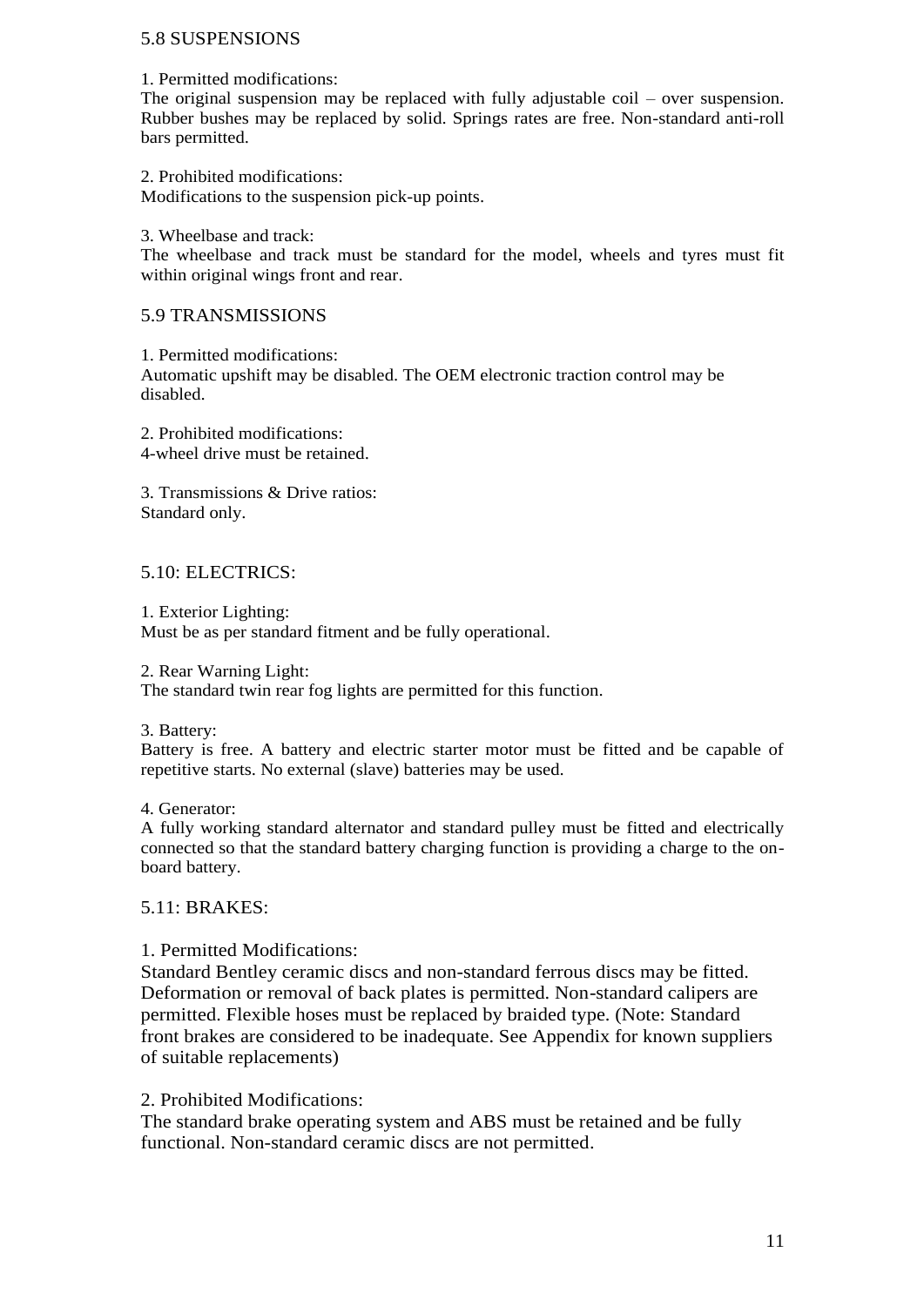## 5.8 SUSPENSIONS

1. Permitted modifications:
The original suspension may be replaced with fully adjustable coil – over suspension. Rubber bushes may be replaced by solid. Springs rates are free. Non-standard anti-roll bars permitted.

2. Prohibited modifications:
Modifications to the suspension pick-up points.

3. Wheelbase and track:
The wheelbase and track must be standard for the model, wheels and tyres must fit within original wings front and rear.

## 5.9 TRANSMISSIONS

1. Permitted modifications:
Automatic upshift may be disabled. The OEM electronic traction control may be disabled.

2. Prohibited modifications:
4-wheel drive must be retained.

3. Transmissions & Drive ratios:
Standard only.

## 5.10: ELECTRICS:

1. Exterior Lighting:
Must be as per standard fitment and be fully operational.

2. Rear Warning Light:
The standard twin rear fog lights are permitted for this function.

3. Battery:
Battery is free. A battery and electric starter motor must be fitted and be capable of repetitive starts. No external (slave) batteries may be used.

4. Generator:
A fully working standard alternator and standard pulley must be fitted and electrically connected so that the standard battery charging function is providing a charge to the on-board battery.

## 5.11: BRAKES:

1. Permitted Modifications:
Standard Bentley ceramic discs and non-standard ferrous discs may be fitted. Deformation or removal of back plates is permitted. Non-standard calipers are permitted. Flexible hoses must be replaced by braided type. (Note: Standard front brakes are considered to be inadequate. See Appendix for known suppliers of suitable replacements)

2. Prohibited Modifications:
The standard brake operating system and ABS must be retained and be fully functional. Non-standard ceramic discs are not permitted.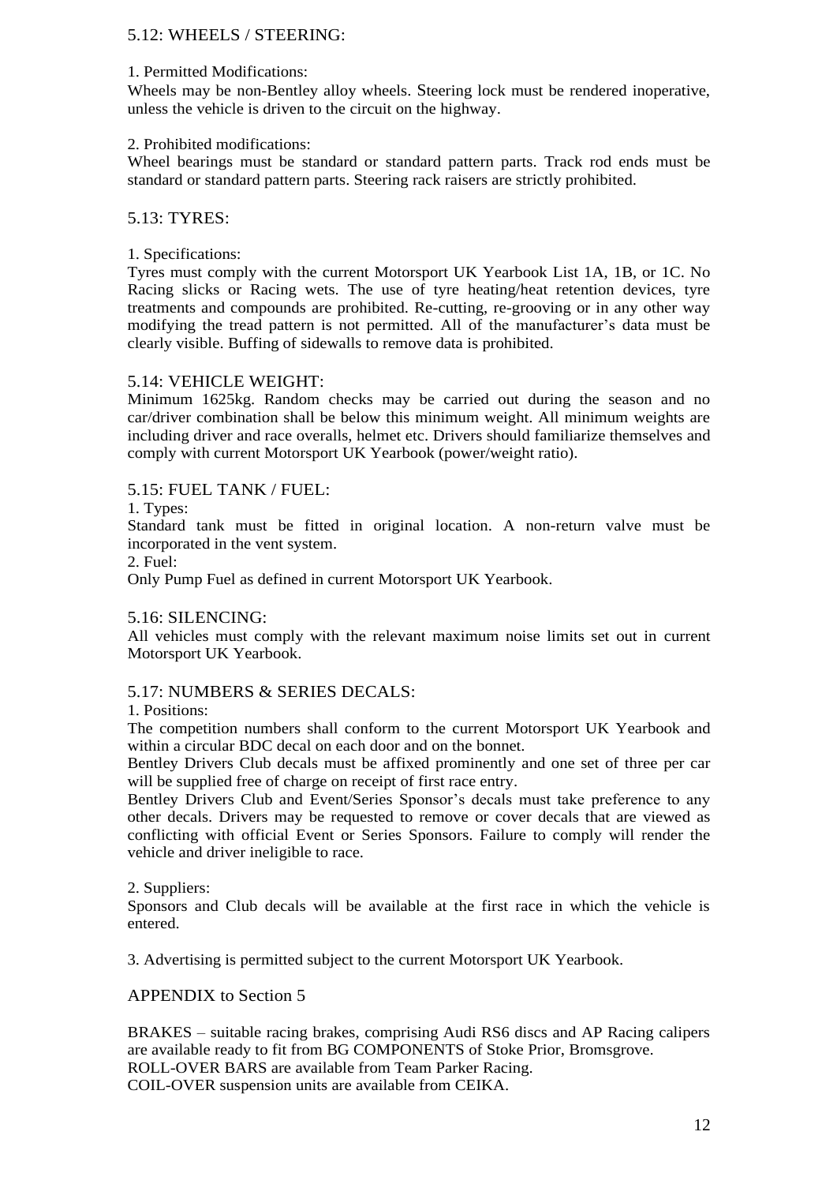## 5.12: WHEELS / STEERING:

1. Permitted Modifications:

Wheels may be non-Bentley alloy wheels. Steering lock must be rendered inoperative, unless the vehicle is driven to the circuit on the highway.

2. Prohibited modifications:

Wheel bearings must be standard or standard pattern parts. Track rod ends must be standard or standard pattern parts. Steering rack raisers are strictly prohibited.

## 5.13: TYRES:

1. Specifications:

Tyres must comply with the current Motorsport UK Yearbook List 1A, 1B, or 1C. No Racing slicks or Racing wets. The use of tyre heating/heat retention devices, tyre treatments and compounds are prohibited. Re-cutting, re-grooving or in any other way modifying the tread pattern is not permitted. All of the manufacturer's data must be clearly visible. Buffing of sidewalls to remove data is prohibited.

## 5.14: VEHICLE WEIGHT:

Minimum 1625kg. Random checks may be carried out during the season and no car/driver combination shall be below this minimum weight. All minimum weights are including driver and race overalls, helmet etc. Drivers should familiarize themselves and comply with current Motorsport UK Yearbook (power/weight ratio).

## 5.15: FUEL TANK / FUEL:

1. Types:

Standard tank must be fitted in original location. A non-return valve must be incorporated in the vent system.

2. Fuel:

Only Pump Fuel as defined in current Motorsport UK Yearbook.

## 5.16: SILENCING:

All vehicles must comply with the relevant maximum noise limits set out in current Motorsport UK Yearbook.

## 5.17: NUMBERS & SERIES DECALS:

1. Positions:

The competition numbers shall conform to the current Motorsport UK Yearbook and within a circular BDC decal on each door and on the bonnet.

Bentley Drivers Club decals must be affixed prominently and one set of three per car will be supplied free of charge on receipt of first race entry.

Bentley Drivers Club and Event/Series Sponsor's decals must take preference to any other decals. Drivers may be requested to remove or cover decals that are viewed as conflicting with official Event or Series Sponsors. Failure to comply will render the vehicle and driver ineligible to race.

2. Suppliers:

Sponsors and Club decals will be available at the first race in which the vehicle is entered.

3. Advertising is permitted subject to the current Motorsport UK Yearbook.

## APPENDIX to Section 5

BRAKES – suitable racing brakes, comprising Audi RS6 discs and AP Racing calipers are available ready to fit from BG COMPONENTS of Stoke Prior, Bromsgrove.
ROLL-OVER BARS are available from Team Parker Racing.
COIL-OVER suspension units are available from CEIKA.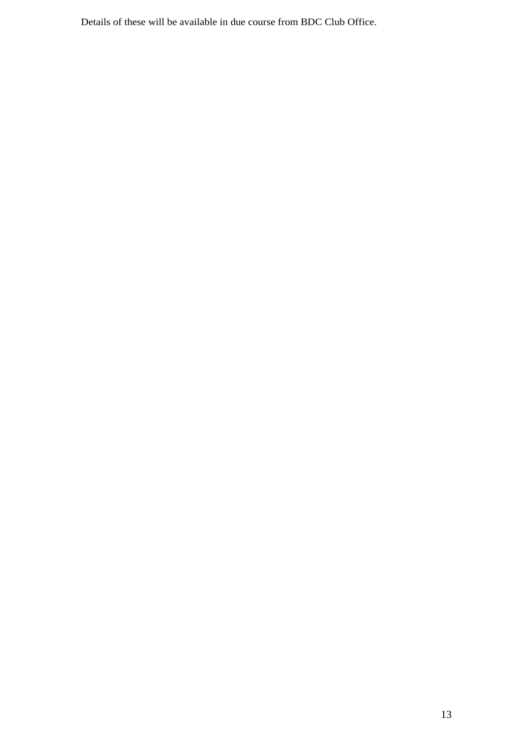Details of these will be available in due course from BDC Club Office.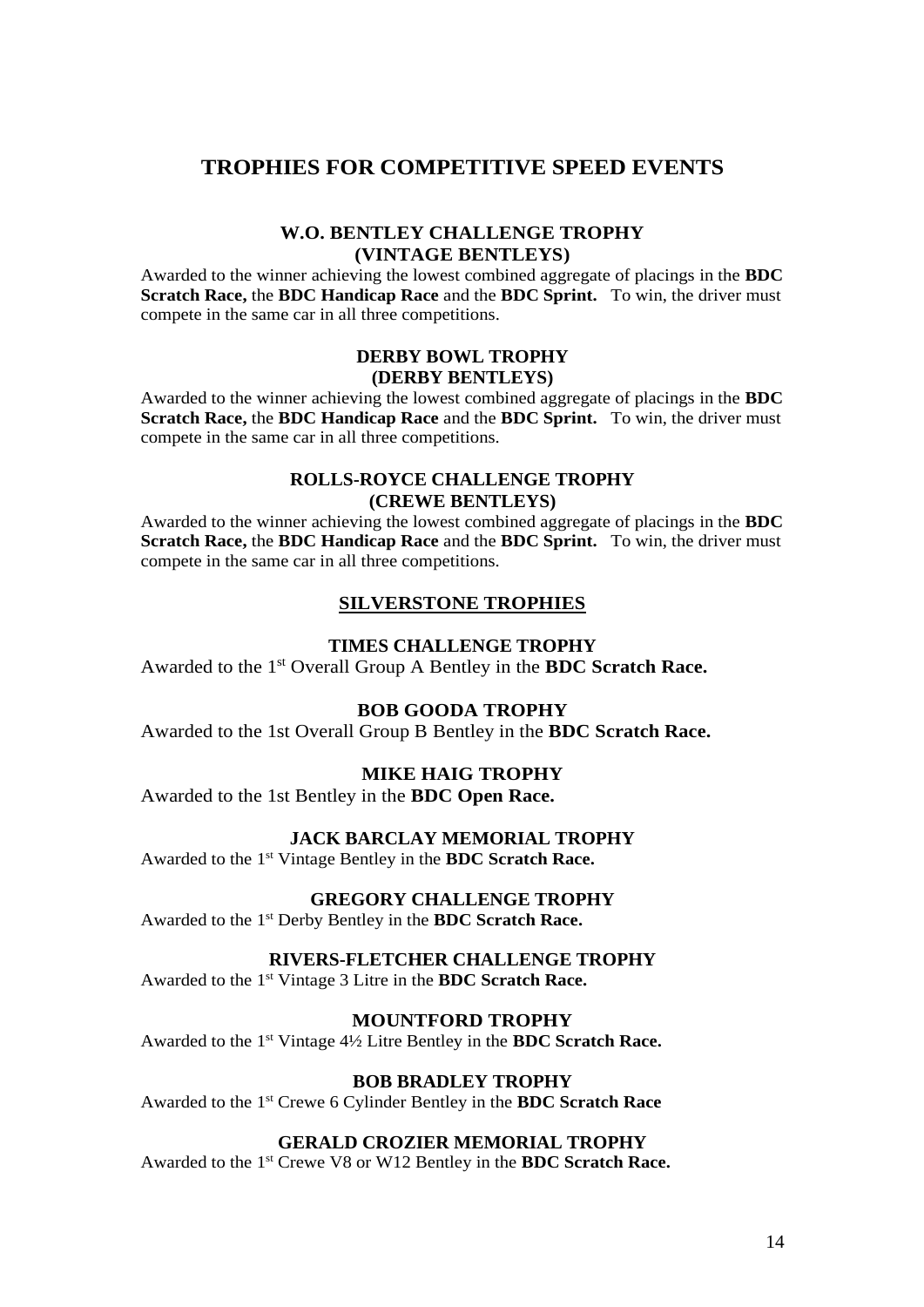# TROPHIES FOR COMPETITIVE SPEED EVENTS

### W.O. BENTLEY CHALLENGE TROPHY
### (VINTAGE BENTLEYS)

Awarded to the winner achieving the lowest combined aggregate of placings in the **BDC Scratch Race,** the **BDC Handicap Race** and the **BDC Sprint.** To win, the driver must compete in the same car in all three competitions.

### DERBY BOWL TROPHY
### (DERBY BENTLEYS)

Awarded to the winner achieving the lowest combined aggregate of placings in the **BDC Scratch Race,** the **BDC Handicap Race** and the **BDC Sprint.** To win, the driver must compete in the same car in all three competitions.

### ROLLS-ROYCE CHALLENGE TROPHY
### (CREWE BENTLEYS)

Awarded to the winner achieving the lowest combined aggregate of placings in the **BDC Scratch Race,** the **BDC Handicap Race** and the **BDC Sprint.** To win, the driver must compete in the same car in all three competitions.

## SILVERSTONE TROPHIES

### TIMES CHALLENGE TROPHY

Awarded to the 1st Overall Group A Bentley in the **BDC Scratch Race.**

### BOB GOODA TROPHY

Awarded to the 1st Overall Group B Bentley in the **BDC Scratch Race.**

### MIKE HAIG TROPHY

Awarded to the 1st Bentley in the **BDC Open Race.**

### JACK BARCLAY MEMORIAL TROPHY

Awarded to the 1st Vintage Bentley in the **BDC Scratch Race.**

### GREGORY CHALLENGE TROPHY

Awarded to the 1st Derby Bentley in the **BDC Scratch Race.**

### RIVERS-FLETCHER CHALLENGE TROPHY

Awarded to the 1st Vintage 3 Litre in the **BDC Scratch Race.**

### MOUNTFORD TROPHY

Awarded to the 1st Vintage 4½ Litre Bentley in the **BDC Scratch Race.**

### BOB BRADLEY TROPHY

Awarded to the 1st Crewe 6 Cylinder Bentley in the **BDC Scratch Race**

### GERALD CROZIER MEMORIAL TROPHY

Awarded to the 1st Crewe V8 or W12 Bentley in the **BDC Scratch Race.**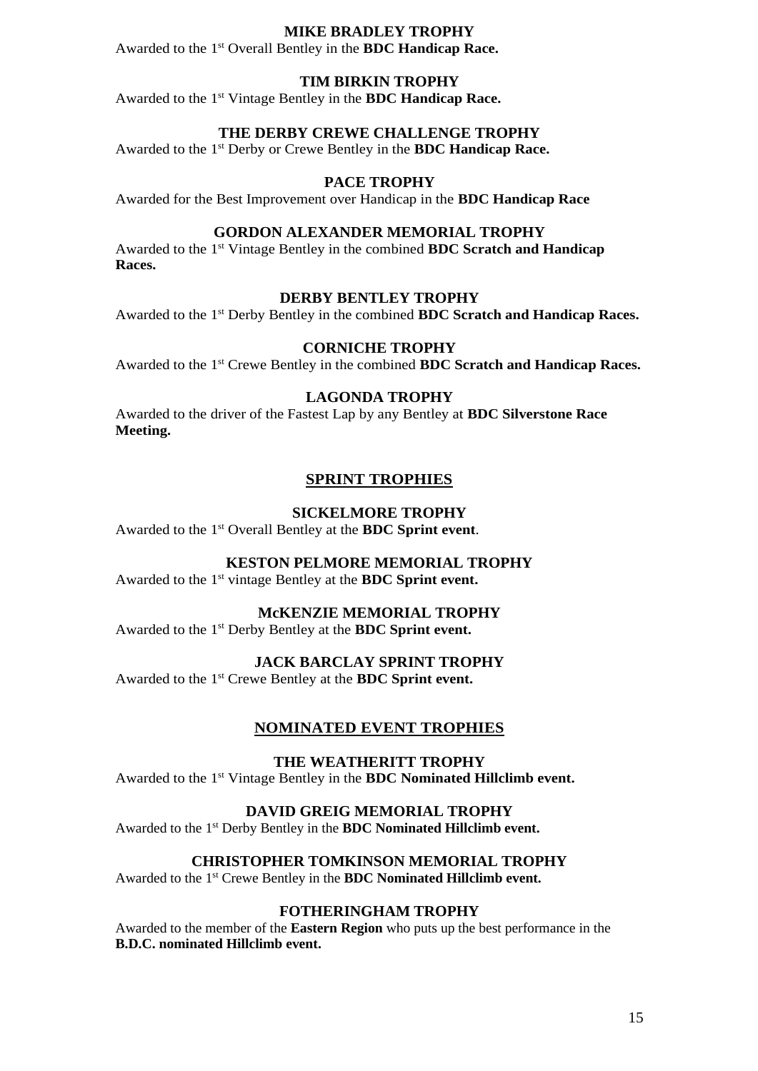### MIKE BRADLEY TROPHY

Awarded to the 1st Overall Bentley in the **BDC Handicap Race.**

### TIM BIRKIN TROPHY

Awarded to the 1st Vintage Bentley in the **BDC Handicap Race.**

### THE DERBY CREWE CHALLENGE TROPHY

Awarded to the 1st Derby or Crewe Bentley in the **BDC Handicap Race.**

### PACE TROPHY

Awarded for the Best Improvement over Handicap in the **BDC Handicap Race**

### GORDON ALEXANDER MEMORIAL TROPHY

Awarded to the 1st Vintage Bentley in the combined **BDC Scratch and Handicap Races.**

### DERBY BENTLEY TROPHY

Awarded to the 1st Derby Bentley in the combined **BDC Scratch and Handicap Races.**

### CORNICHE TROPHY

Awarded to the 1st Crewe Bentley in the combined **BDC Scratch and Handicap Races.**

### LAGONDA TROPHY

Awarded to the driver of the Fastest Lap by any Bentley at **BDC Silverstone Race Meeting.**

## SPRINT TROPHIES

### SICKELMORE TROPHY

Awarded to the 1st Overall Bentley at the **BDC Sprint event**.

### KESTON PELMORE MEMORIAL TROPHY

Awarded to the 1st vintage Bentley at the **BDC Sprint event.**

### McKENZIE MEMORIAL TROPHY

Awarded to the 1st Derby Bentley at the **BDC Sprint event.**

### JACK BARCLAY SPRINT TROPHY

Awarded to the 1st Crewe Bentley at the **BDC Sprint event.**

## NOMINATED EVENT TROPHIES

### THE WEATHERITT TROPHY

Awarded to the 1st Vintage Bentley in the **BDC Nominated Hillclimb event.**

### DAVID GREIG MEMORIAL TROPHY

Awarded to the 1st Derby Bentley in the **BDC Nominated Hillclimb event.**

### CHRISTOPHER TOMKINSON MEMORIAL TROPHY

Awarded to the 1st Crewe Bentley in the **BDC Nominated Hillclimb event.**

### FOTHERINGHAM TROPHY

Awarded to the member of the **Eastern Region** who puts up the best performance in the **B.D.C. nominated Hillclimb event.**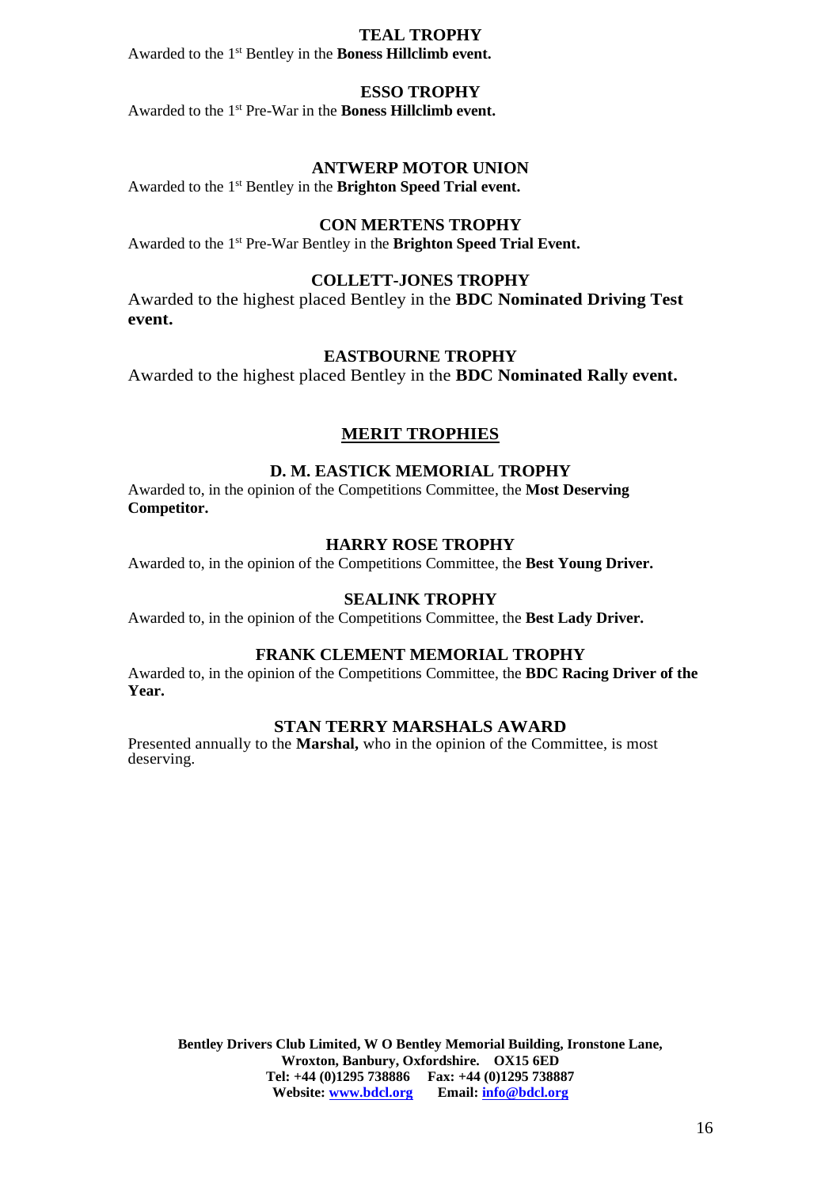### TEAL TROPHY

Awarded to the 1st Bentley in the **Boness Hillclimb event.**

### ESSO TROPHY

Awarded to the 1st Pre-War in the **Boness Hillclimb event.**

### ANTWERP MOTOR UNION

Awarded to the 1st Bentley in the **Brighton Speed Trial event.**

### CON MERTENS TROPHY

Awarded to the 1st Pre-War Bentley in the **Brighton Speed Trial Event.**

### COLLETT-JONES TROPHY

Awarded to the highest placed Bentley in the **BDC Nominated Driving Test event.**

### EASTBOURNE TROPHY

Awarded to the highest placed Bentley in the **BDC Nominated Rally event.**

## MERIT TROPHIES

### D. M. EASTICK MEMORIAL TROPHY

Awarded to, in the opinion of the Competitions Committee, the **Most Deserving Competitor.**

### HARRY ROSE TROPHY

Awarded to, in the opinion of the Competitions Committee, the **Best Young Driver.**

### SEALINK TROPHY

Awarded to, in the opinion of the Competitions Committee, the **Best Lady Driver.**

### FRANK CLEMENT MEMORIAL TROPHY

Awarded to, in the opinion of the Competitions Committee, the **BDC Racing Driver of the Year.**

### STAN TERRY MARSHALS AWARD

Presented annually to the **Marshal,** who in the opinion of the Committee, is most deserving.

**Bentley Drivers Club Limited, W O Bentley Memorial Building, Ironstone Lane, Wroxton, Banbury, Oxfordshire. OX15 6ED**
**Tel: +44 (0)1295 738886 Fax: +44 (0)1295 738887**
**Website: www.bdcl.org Email: info@bdcl.org**